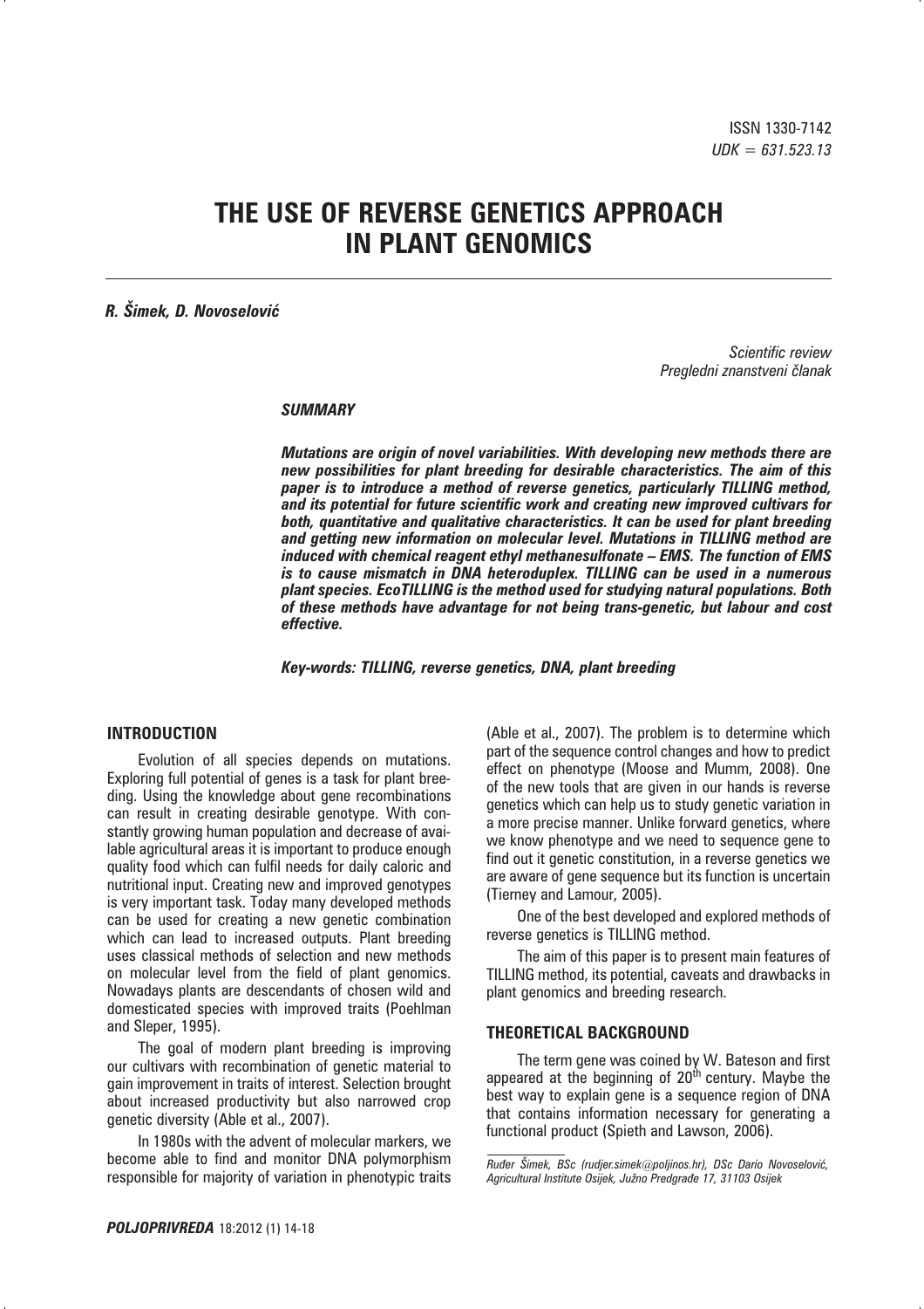ISSN 1330-7142
*UDK = 631.523.13*

# THE USE OF REVERSE GENETICS APPROACH IN PLANT GENOMICS

***R. Šimek, D. Novoselović***

*Scientific review*
*Pregledni znanstveni članak*

***SUMMARY***

***Mutations are origin of novel variabilities. With developing new methods there are new possibilities for plant breeding for desirable characteristics. The aim of this paper is to introduce a method of reverse genetics, particularly TILLING method, and its potential for future scientific work and creating new improved cultivars for both, quantitative and qualitative characteristics. It can be used for plant breeding and getting new information on molecular level. Mutations in TILLING method are induced with chemical reagent ethyl methanesulfonate – EMS. The function of EMS is to cause mismatch in DNA heteroduplex. TILLING can be used in a numerous plant species. EcoTILLING is the method used for studying natural populations. Both of these methods have advantage for not being trans-genetic, but labour and cost effective.***

***Key-words: TILLING, reverse genetics, DNA, plant breeding***

## INTRODUCTION

Evolution of all species depends on mutations. Exploring full potential of genes is a task for plant breeding. Using the knowledge about gene recombinations can result in creating desirable genotype. With constantly growing human population and decrease of available agricultural areas it is important to produce enough quality food which can fulfil needs for daily caloric and nutritional input. Creating new and improved genotypes is very important task. Today many developed methods can be used for creating a new genetic combination which can lead to increased outputs. Plant breeding uses classical methods of selection and new methods on molecular level from the field of plant genomics. Nowadays plants are descendants of chosen wild and domesticated species with improved traits (Poehlman and Sleper, 1995).

The goal of modern plant breeding is improving our cultivars with recombination of genetic material to gain improvement in traits of interest. Selection brought about increased productivity but also narrowed crop genetic diversity (Able et al., 2007).

In 1980s with the advent of molecular markers, we become able to find and monitor DNA polymorphism responsible for majority of variation in phenotypic traits (Able et al., 2007). The problem is to determine which part of the sequence control changes and how to predict effect on phenotype (Moose and Mumm, 2008). One of the new tools that are given in our hands is reverse genetics which can help us to study genetic variation in a more precise manner. Unlike forward genetics, where we know phenotype and we need to sequence gene to find out it genetic constitution, in a reverse genetics we are aware of gene sequence but its function is uncertain (Tierney and Lamour, 2005).

One of the best developed and explored methods of reverse genetics is TILLING method.

The aim of this paper is to present main features of TILLING method, its potential, caveats and drawbacks in plant genomics and breeding research.

## THEORETICAL BACKGROUND

The term gene was coined by W. Bateson and first appeared at the beginning of 20th century. Maybe the best way to explain gene is a sequence region of DNA that contains information necessary for generating a functional product (Spieth and Lawson, 2006).

---

*Ruđer Šimek, BSc (rudjer.simek@poljinos.hr), DSc Dario Novoselović, Agricultural Institute Osijek, Južno Predgrađe 17, 31103 Osijek*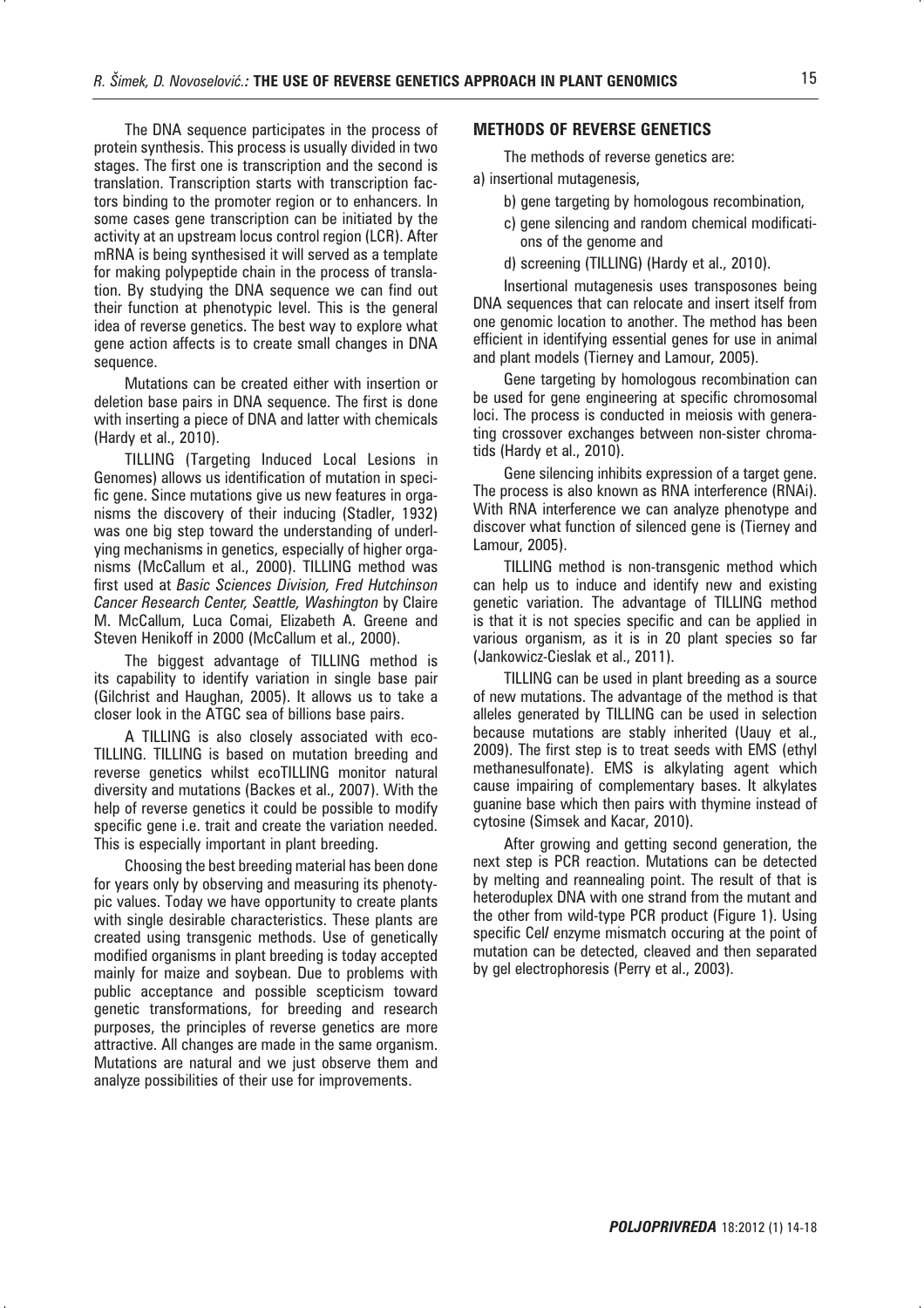The DNA sequence participates in the process of protein synthesis. This process is usually divided in two stages. The first one is transcription and the second is translation. Transcription starts with transcription factors binding to the promoter region or to enhancers. In some cases gene transcription can be initiated by the activity at an upstream locus control region (LCR). After mRNA is being synthesised it will served as a template for making polypeptide chain in the process of translation. By studying the DNA sequence we can find out their function at phenotypic level. This is the general idea of reverse genetics. The best way to explore what gene action affects is to create small changes in DNA sequence.

Mutations can be created either with insertion or deletion base pairs in DNA sequence. The first is done with inserting a piece of DNA and latter with chemicals (Hardy et al., 2010).

TILLING (Targeting Induced Local Lesions in Genomes) allows us identification of mutation in specific gene. Since mutations give us new features in organisms the discovery of their inducing (Stadler, 1932) was one big step toward the understanding of underlying mechanisms in genetics, especially of higher organisms (McCallum et al., 2000). TILLING method was first used at *Basic Sciences Division, Fred Hutchinson Cancer Research Center, Seattle, Washington* by Claire M. McCallum, Luca Comai, Elizabeth A. Greene and Steven Henikoff in 2000 (McCallum et al., 2000).

The biggest advantage of TILLING method is its capability to identify variation in single base pair (Gilchrist and Haughan, 2005). It allows us to take a closer look in the ATGC sea of billions base pairs.

A TILLING is also closely associated with eco-TILLING. TILLING is based on mutation breeding and reverse genetics whilst ecoTILLING monitor natural diversity and mutations (Backes et al., 2007). With the help of reverse genetics it could be possible to modify specific gene i.e. trait and create the variation needed. This is especially important in plant breeding.

Choosing the best breeding material has been done for years only by observing and measuring its phenotypic values. Today we have opportunity to create plants with single desirable characteristics. These plants are created using transgenic methods. Use of genetically modified organisms in plant breeding is today accepted mainly for maize and soybean. Due to problems with public acceptance and possible scepticism toward genetic transformations, for breeding and research purposes, the principles of reverse genetics are more attractive. All changes are made in the same organism. Mutations are natural and we just observe them and analyze possibilities of their use for improvements.

## METHODS OF REVERSE GENETICS

The methods of reverse genetics are:

a) insertional mutagenesis,

b) gene targeting by homologous recombination,

c) gene silencing and random chemical modifications of the genome and

d) screening (TILLING) (Hardy et al., 2010).

Insertional mutagenesis uses transposones being DNA sequences that can relocate and insert itself from one genomic location to another. The method has been efficient in identifying essential genes for use in animal and plant models (Tierney and Lamour, 2005).

Gene targeting by homologous recombination can be used for gene engineering at specific chromosomal loci. The process is conducted in meiosis with generating crossover exchanges between non-sister chromatids (Hardy et al., 2010).

Gene silencing inhibits expression of a target gene. The process is also known as RNA interference (RNAi). With RNA interference we can analyze phenotype and discover what function of silenced gene is (Tierney and Lamour, 2005).

TILLING method is non-transgenic method which can help us to induce and identify new and existing genetic variation. The advantage of TILLING method is that it is not species specific and can be applied in various organism, as it is in 20 plant species so far (Jankowicz-Cieslak et al., 2011).

TILLING can be used in plant breeding as a source of new mutations. The advantage of the method is that alleles generated by TILLING can be used in selection because mutations are stably inherited (Uauy et al., 2009). The first step is to treat seeds with EMS (ethyl methanesulfonate). EMS is alkylating agent which cause impairing of complementary bases. It alkylates guanine base which then pairs with thymine instead of cytosine (Simsek and Kacar, 2010).

After growing and getting second generation, the next step is PCR reaction. Mutations can be detected by melting and reannealing point. The result of that is heteroduplex DNA with one strand from the mutant and the other from wild-type PCR product (Figure 1). Using specific Cel*I* enzyme mismatch occuring at the point of mutation can be detected, cleaved and then separated by gel electrophoresis (Perry et al., 2003).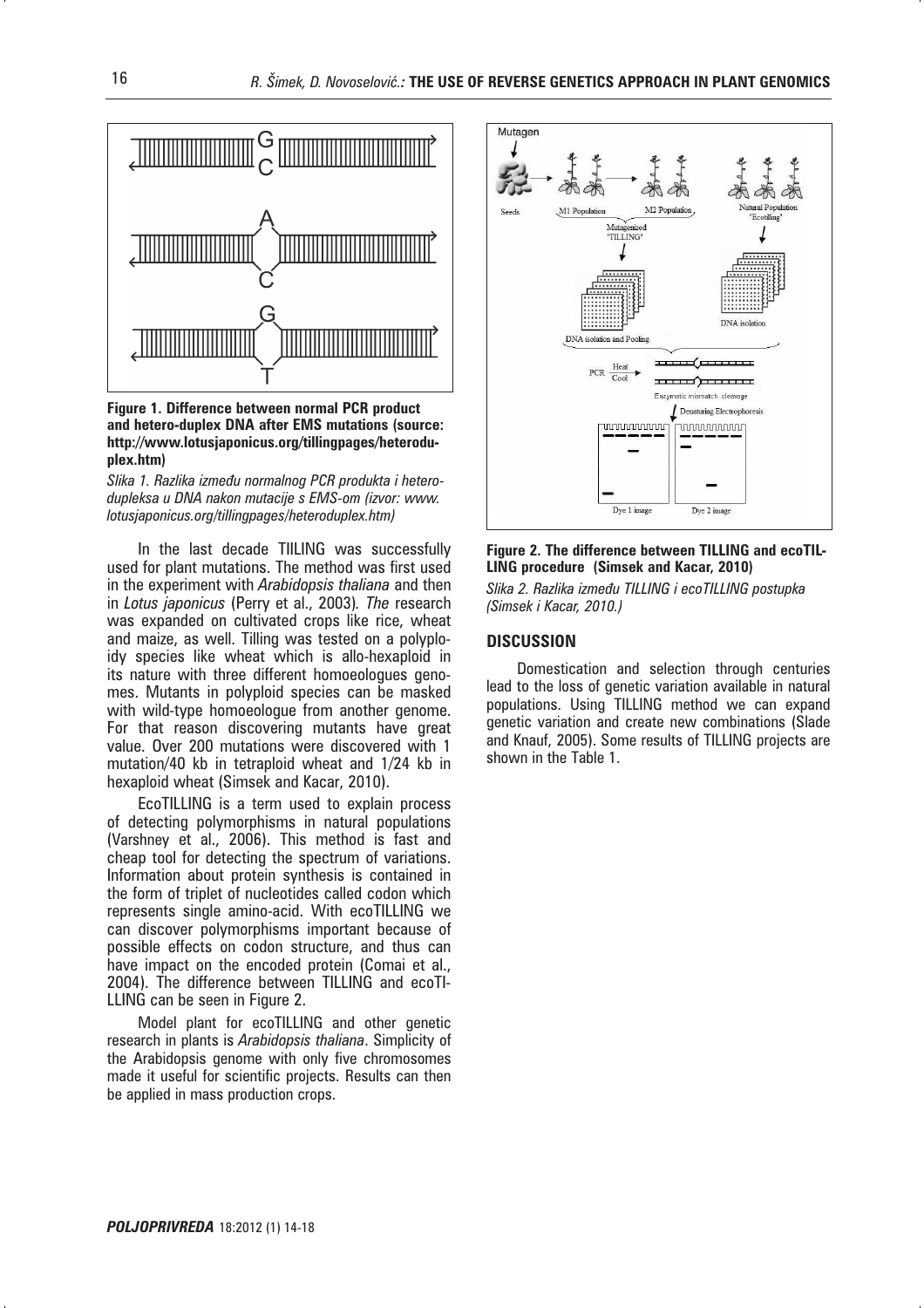**Figure 1. Difference between normal PCR product and hetero-duplex DNA after EMS mutations (source: http://www.lotusjaponicus.org/tillingpages/heteroduplex.htm)**

*Slika 1. Razlika između normalnog PCR produkta i heterodupleksa u DNA nakon mutacije s EMS-om (izvor: www.lotusjaponicus.org/tillingpages/heteroduplex.htm)*

In the last decade TIILING was successfully used for plant mutations. The method was first used in the experiment with *Arabidopsis thaliana* and then in *Lotus japonicus* (Perry et al., 2003)*. The* research was expanded on cultivated crops like rice, wheat and maize, as well. Tilling was tested on a polyploidy species like wheat which is allo-hexaploid in its nature with three different homoeologues genomes. Mutants in polyploid species can be masked with wild-type homoeologue from another genome. For that reason discovering mutants have great value. Over 200 mutations were discovered with 1 mutation/40 kb in tetraploid wheat and 1/24 kb in hexaploid wheat (Simsek and Kacar, 2010).

EcoTILLING is a term used to explain process of detecting polymorphisms in natural populations (Varshney et al., 2006). This method is fast and cheap tool for detecting the spectrum of variations. Information about protein synthesis is contained in the form of triplet of nucleotides called codon which represents single amino-acid. With ecoTILLING we can discover polymorphisms important because of possible effects on codon structure, and thus can have impact on the encoded protein (Comai et al., 2004). The difference between TILLING and ecoTILLING can be seen in Figure 2.

Model plant for ecoTILLING and other genetic research in plants is *Arabidopsis thaliana*. Simplicity of the Arabidopsis genome with only five chromosomes made it useful for scientific projects. Results can then be applied in mass production crops.

**Figure 2. The difference between TILLING and ecoTILLING procedure (Simsek and Kacar, 2010)**

*Slika 2. Razlika između TILLING i ecoTILLING postupka (Simsek i Kacar, 2010.)*

## DISCUSSION

Domestication and selection through centuries lead to the loss of genetic variation available in natural populations. Using TILLING method we can expand genetic variation and create new combinations (Slade and Knauf, 2005). Some results of TILLING projects are shown in the Table 1.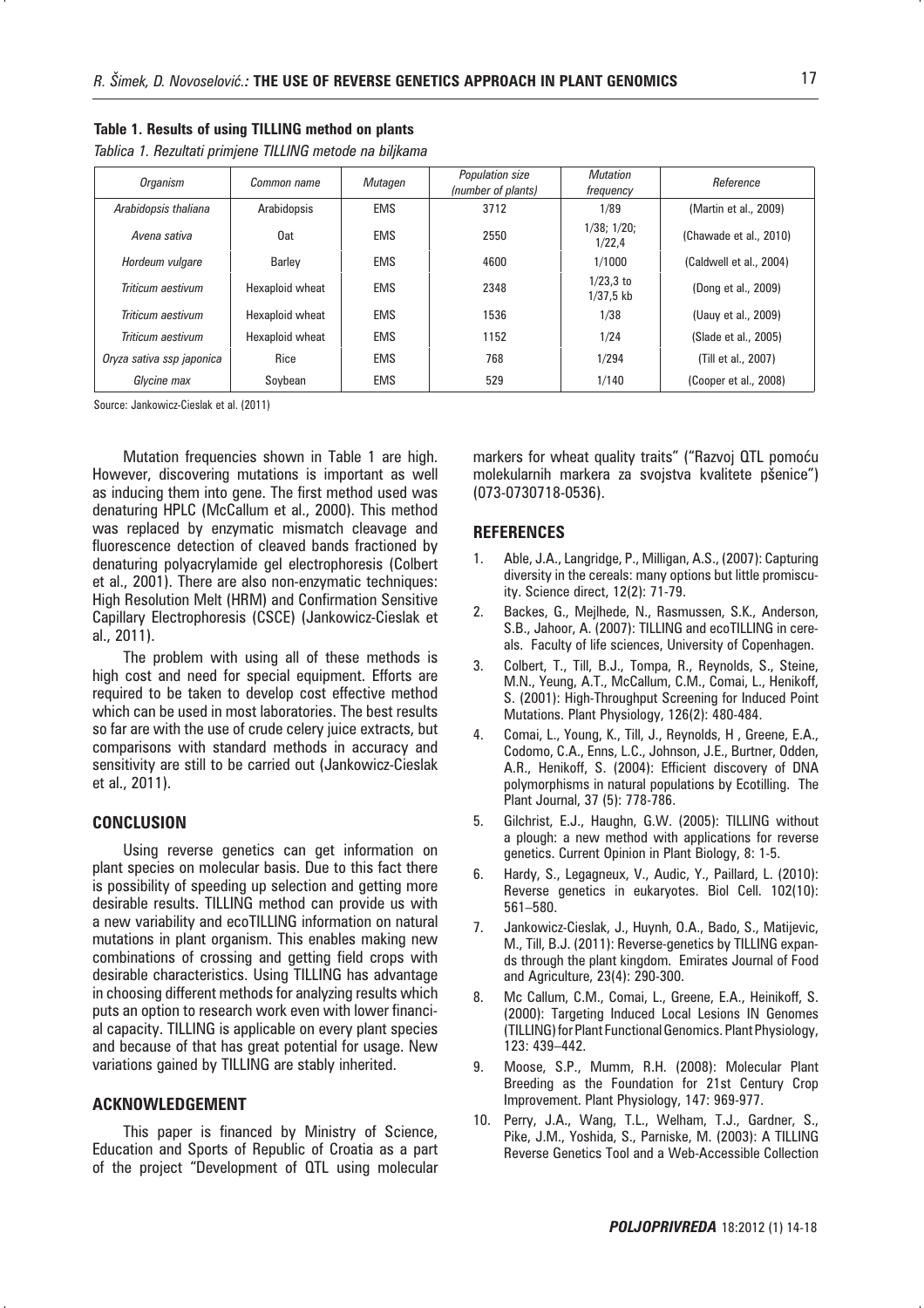**Table 1. Results of using TILLING method on plants**

*Tablica 1. Rezultati primjene TILLING metode na biljkama*

| *Organism* | *Common name* | *Mutagen* | *Population size (number of plants)* | *Mutation frequency* | *Reference* |
|---|---|---|---|---|---|
| *Arabidopsis thaliana* | Arabidopsis | EMS | 3712 | 1/89 | (Martin et al., 2009) |
| *Avena sativa* | Oat | EMS | 2550 | 1/38; 1/20; 1/22,4 | (Chawade et al., 2010) |
| *Hordeum vulgare* | Barley | EMS | 4600 | 1/1000 | (Caldwell et al., 2004) |
| *Triticum aestivum* | Hexaploid wheat | EMS | 2348 | 1/23,3 to 1/37,5 kb | (Dong et al., 2009) |
| *Triticum aestivum* | Hexaploid wheat | EMS | 1536 | 1/38 | (Uauy et al., 2009) |
| *Triticum aestivum* | Hexaploid wheat | EMS | 1152 | 1/24 | (Slade et al., 2005) |
| *Oryza sativa ssp japonica* | Rice | EMS | 768 | 1/294 | (Till et al., 2007) |
| *Glycine max* | Soybean | EMS | 529 | 1/140 | (Cooper et al., 2008) |

Source: Jankowicz-Cieslak et al. (2011)

Mutation frequencies shown in Table 1 are high. However, discovering mutations is important as well as inducing them into gene. The first method used was denaturing HPLC (McCallum et al., 2000). This method was replaced by enzymatic mismatch cleavage and fluorescence detection of cleaved bands fractioned by denaturing polyacrylamide gel electrophoresis (Colbert et al., 2001). There are also non-enzymatic techniques: High Resolution Melt (HRM) and Confirmation Sensitive Capillary Electrophoresis (CSCE) (Jankowicz-Cieslak et al., 2011).

The problem with using all of these methods is high cost and need for special equipment. Efforts are required to be taken to develop cost effective method which can be used in most laboratories. The best results so far are with the use of crude celery juice extracts, but comparisons with standard methods in accuracy and sensitivity are still to be carried out (Jankowicz-Cieslak et al., 2011).

## CONCLUSION

Using reverse genetics can get information on plant species on molecular basis. Due to this fact there is possibility of speeding up selection and getting more desirable results. TILLING method can provide us with a new variability and ecoTILLING information on natural mutations in plant organism. This enables making new combinations of crossing and getting field crops with desirable characteristics. Using TILLING has advantage in choosing different methods for analyzing results which puts an option to research work even with lower financial capacity. TILLING is applicable on every plant species and because of that has great potential for usage. New variations gained by TILLING are stably inherited.

## ACKNOWLEDGEMENT

This paper is financed by Ministry of Science, Education and Sports of Republic of Croatia as a part of the project "Development of QTL using molecular markers for wheat quality traits" ("Razvoj QTL pomoću molekularnih markera za svojstva kvalitete pšenice") (073-0730718-0536).

## REFERENCES

1. Able, J.A., Langridge, P., Milligan, A.S., (2007): Capturing diversity in the cereals: many options but little promiscuity. Science direct, 12(2): 71-79.
2. Backes, G., Mejlhede, N., Rasmussen, S.K., Anderson, S.B., Jahoor, A. (2007): TILLING and ecoTILLING in cereals. Faculty of life sciences, University of Copenhagen.
3. Colbert, T., Till, B.J., Tompa, R., Reynolds, S., Steine, M.N., Yeung, A.T., McCallum, C.M., Comai, L., Henikoff, S. (2001): High-Throughput Screening for Induced Point Mutations. Plant Physiology, 126(2): 480-484.
4. Comai, L., Young, K., Till, J., Reynolds, H , Greene, E.A., Codomo, C.A., Enns, L.C., Johnson, J.E., Burtner, Odden, A.R., Henikoff, S. (2004): Efficient discovery of DNA polymorphisms in natural populations by Ecotilling. The Plant Journal, 37 (5): 778-786.
5. Gilchrist, E.J., Haughn, G.W. (2005): TILLING without a plough: a new method with applications for reverse genetics. Current Opinion in Plant Biology, 8: 1-5.
6. Hardy, S., Legagneux, V., Audic, Y., Paillard, L. (2010): Reverse genetics in eukaryotes. Biol Cell. 102(10): 561–580.
7. Jankowicz-Cieslak, J., Huynh, O.A., Bado, S., Matijevic, M., Till, B.J. (2011): Reverse-genetics by TILLING expands through the plant kingdom. Emirates Journal of Food and Agriculture, 23(4): 290-300.
8. Mc Callum, C.M., Comai, L., Greene, E.A., Heinikoff, S. (2000): Targeting Induced Local Lesions IN Genomes (TILLING) for Plant Functional Genomics. Plant Physiology, 123: 439–442.
9. Moose, S.P., Mumm, R.H. (2008): Molecular Plant Breeding as the Foundation for 21st Century Crop Improvement. Plant Physiology, 147: 969-977.
10. Perry, J.A., Wang, T.L., Welham, T.J., Gardner, S., Pike, J.M., Yoshida, S., Parniske, M. (2003): A TILLING Reverse Genetics Tool and a Web-Accessible Collection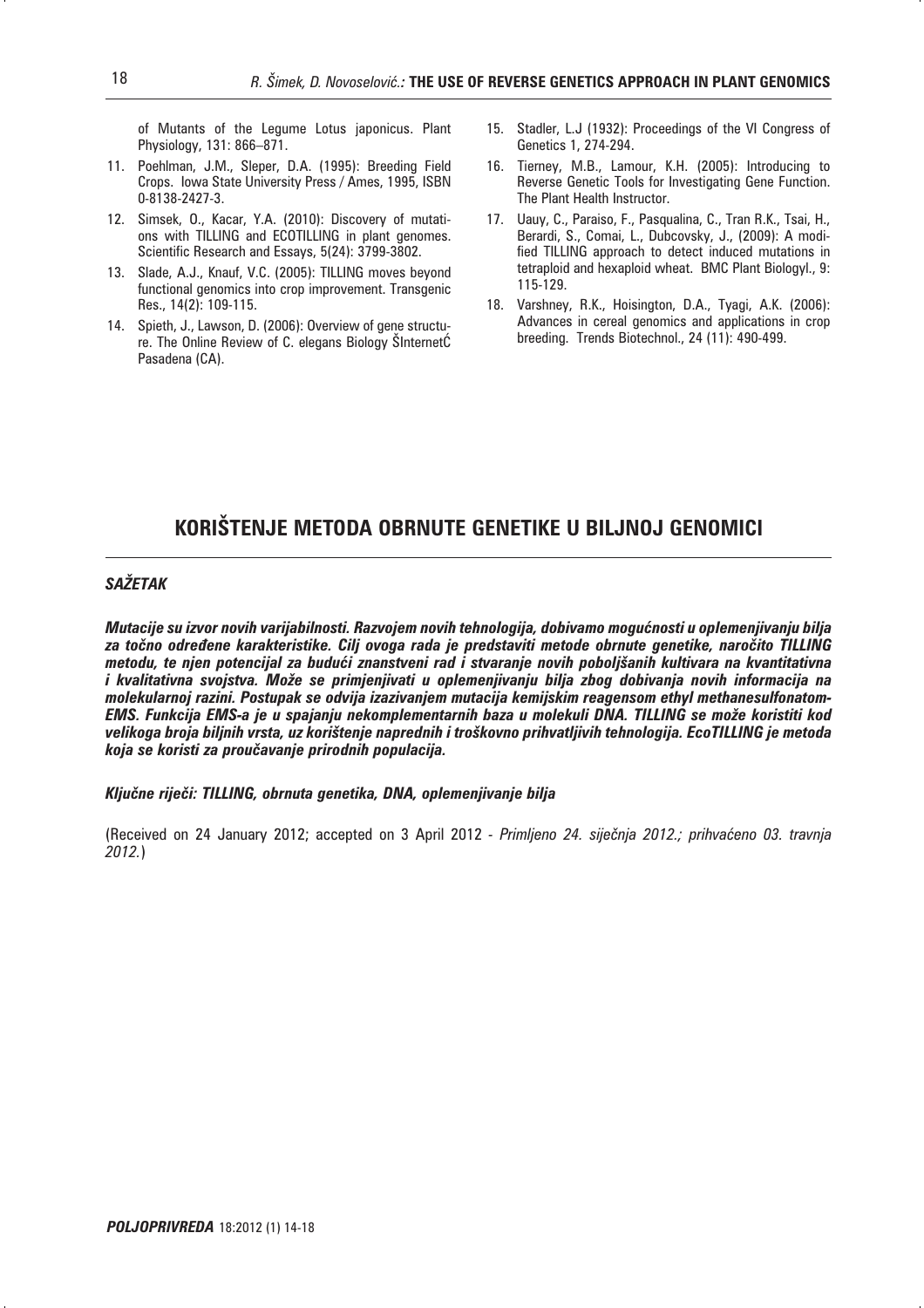of Mutants of the Legume Lotus japonicus. Plant Physiology, 131: 866–871.

11. Poehlman, J.M., Sleper, D.A. (1995): Breeding Field Crops. Iowa State University Press / Ames, 1995, ISBN 0-8138-2427-3.
12. Simsek, O., Kacar, Y.A. (2010): Discovery of mutations with TILLING and ECOTILLING in plant genomes. Scientific Research and Essays, 5(24): 3799-3802.
13. Slade, A.J., Knauf, V.C. (2005): TILLING moves beyond functional genomics into crop improvement. Transgenic Res., 14(2): 109-115.
14. Spieth, J., Lawson, D. (2006): Overview of gene structure. The Online Review of C. elegans Biology ŠInternetĆ Pasadena (CA).
15. Stadler, L.J (1932): Proceedings of the VI Congress of Genetics 1, 274-294.
16. Tierney, M.B., Lamour, K.H. (2005): Introducing to Reverse Genetic Tools for Investigating Gene Function. The Plant Health Instructor.
17. Uauy, C., Paraiso, F., Pasqualina, C., Tran R.K., Tsai, H., Berardi, S., Comai, L., Dubcovsky, J., (2009): A modified TILLING approach to detect induced mutations in tetraploid and hexaploid wheat. BMC Plant Biologyl., 9: 115-129.
18. Varshney, R.K., Hoisington, D.A., Tyagi, A.K. (2006): Advances in cereal genomics and applications in crop breeding. Trends Biotechnol., 24 (11): 490-499.

# KORIŠTENJE METODA OBRNUTE GENETIKE U BILJNOJ GENOMICI

## *SAŽETAK*

***Mutacije su izvor novih varijabilnosti. Razvojem novih tehnologija, dobivamo mogućnosti u oplemenjivanju bilja za točno određene karakteristike. Cilj ovoga rada je predstaviti metode obrnute genetike, naročito TILLING metodu, te njen potencijal za budući znanstveni rad i stvaranje novih poboljšanih kultivara na kvantitativna i kvalitativna svojstva. Može se primjenjivati u oplemenjivanju bilja zbog dobivanja novih informacija na molekularnoj razini. Postupak se odvija izazivanjem mutacija kemijskim reagensom ethyl methanesulfonatom-EMS. Funkcija EMS-a je u spajanju nekomplementarnih baza u molekuli DNA. TILLING se može koristiti kod velikoga broja biljnih vrsta, uz korištenje naprednih i troškovno prihvatljivih tehnologija. EcoTILLING je metoda koja se koristi za proučavanje prirodnih populacija.***

***Ključne riječi: TILLING, obrnuta genetika, DNA, oplemenjivanje bilja***

(Received on 24 January 2012; accepted on 3 April 2012 - *Primljeno 24. siječnja 2012.; prihvaćeno 03. travnja 2012.*)